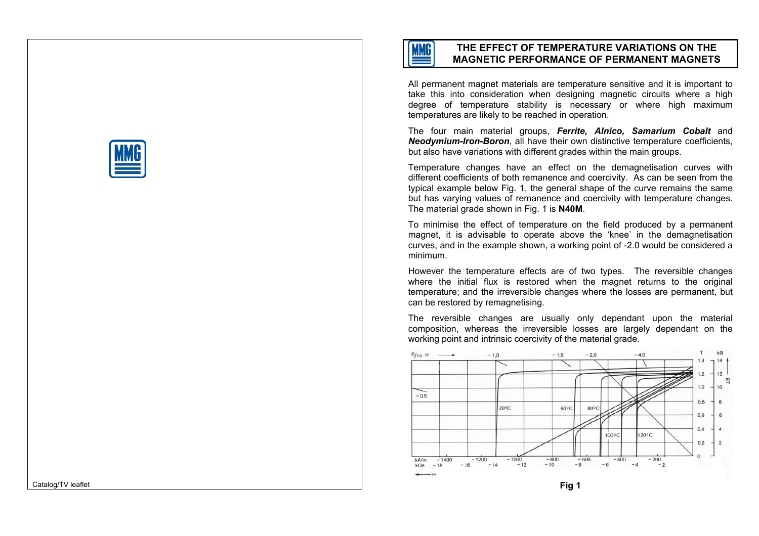Catalog/TV leaflet

# THE EFFECT OF TEMPERATURE VARIATIONS ON THE MAGNETIC PERFORMANCE OF PERMANENT MAGNETS

All permanent magnet materials are temperature sensitive and it is important to take this into consideration when designing magnetic circuits where a high degree of temperature stability is necessary or where high maximum temperatures are likely to be reached in operation.

The four main material groups, ***Ferrite, Alnico, Samarium Cobalt*** and ***Neodymium-Iron-Boron***, all have their own distinctive temperature coefficients, but also have variations with different grades within the main groups.

Temperature changes have an effect on the demagnetisation curves with different coefficients of both remanence and coercivity. As can be seen from the typical example below Fig. 1, the general shape of the curve remains the same but has varying values of remanence and coercivity with temperature changes. The material grade shown in Fig. 1 is **N40M**.

To minimise the effect of temperature on the field produced by a permanent magnet, it is advisable to operate above the 'knee' in the demagnetisation curves, and in the example shown, a working point of -2.0 would be considered a minimum.

However the temperature effects are of two types. The reversible changes where the initial flux is restored when the magnet returns to the original temperature; and the irreversible changes where the losses are permanent, but can be restored by remagnetising.

The reversible changes are usually only dependant upon the material composition, whereas the irreversible losses are largely dependant on the working point and intrinsic coercivity of the material grade.

**Fig 1**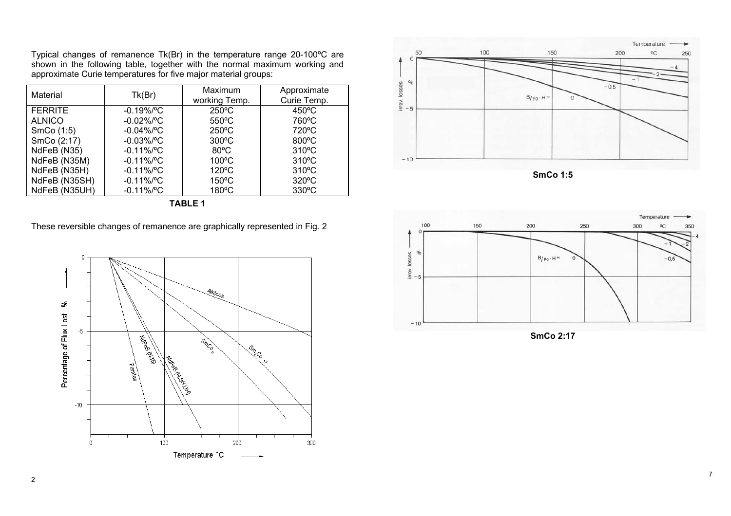Typical changes of remanence Tk(Br) in the temperature range 20-100ºC are shown in the following table, together with the normal maximum working and approximate Curie temperatures for five major material groups:

| Material | Tk(Br) | Maximum working Temp. | Approximate Curie Temp. |
|---|---|---|---|
| FERRITE | -0.19%/ºC | 250ºC | 450ºC |
| ALNICO | -0.02%/ºC | 550ºC | 760ºC |
| SmCo (1:5) | -0.04%/ºC | 250ºC | 720ºC |
| SmCo (2:17) | -0.03%/ºC | 300ºC | 800ºC |
| NdFeB (N35) | -0.11%/ºC | 80ºC | 310ºC |
| NdFeB (N35M) | -0.11%/ºC | 100ºC | 310ºC |
| NdFeB (N35H) | -0.11%/ºC | 120ºC | 310ºC |
| NdFeB (N35SH) | -0.11%/ºC | 150ºC | 320ºC |
| NdFeB (N35UH) | -0.11%/ºC | 180ºC | 330ºC |

**TABLE 1**

These reversible changes of remanence are graphically represented in Fig. 2

**SmCo 1:5**

**SmCo 2:17**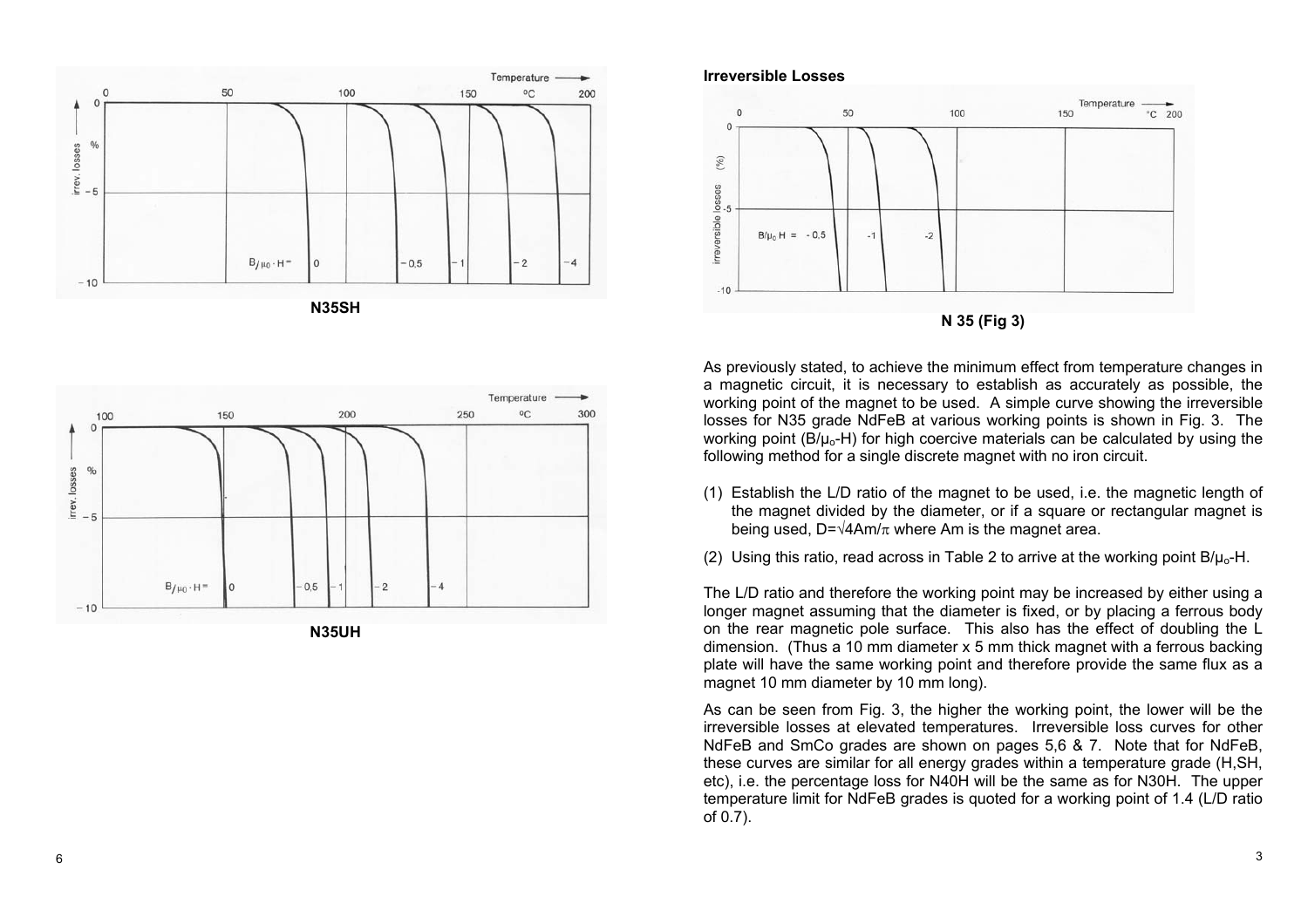N35SH

N35UH

## Irreversible Losses

N 35 (Fig 3)

As previously stated, to achieve the minimum effect from temperature changes in a magnetic circuit, it is necessary to establish as accurately as possible, the working point of the magnet to be used. A simple curve showing the irreversible losses for N35 grade NdFeB at various working points is shown in Fig. 3. The working point ($B/\mu_o$-H) for high coercive materials can be calculated by using the following method for a single discrete magnet with no iron circuit.

(1) Establish the L/D ratio of the magnet to be used, i.e. the magnetic length of the magnet divided by the diameter, or if a square or rectangular magnet is being used, $D=\sqrt{4Am/\pi}$ where Am is the magnet area.

(2) Using this ratio, read across in Table 2 to arrive at the working point $B/\mu_o$-H.

The L/D ratio and therefore the working point may be increased by either using a longer magnet assuming that the diameter is fixed, or by placing a ferrous body on the rear magnetic pole surface. This also has the effect of doubling the L dimension. (Thus a 10 mm diameter x 5 mm thick magnet with a ferrous backing plate will have the same working point and therefore provide the same flux as a magnet 10 mm diameter by 10 mm long).

As can be seen from Fig. 3, the higher the working point, the lower will be the irreversible losses at elevated temperatures. Irreversible loss curves for other NdFeB and SmCo grades are shown on pages 5,6 & 7. Note that for NdFeB, these curves are similar for all energy grades within a temperature grade (H,SH, etc), i.e. the percentage loss for N40H will be the same as for N30H. The upper temperature limit for NdFeB grades is quoted for a working point of 1.4 (L/D ratio of 0.7).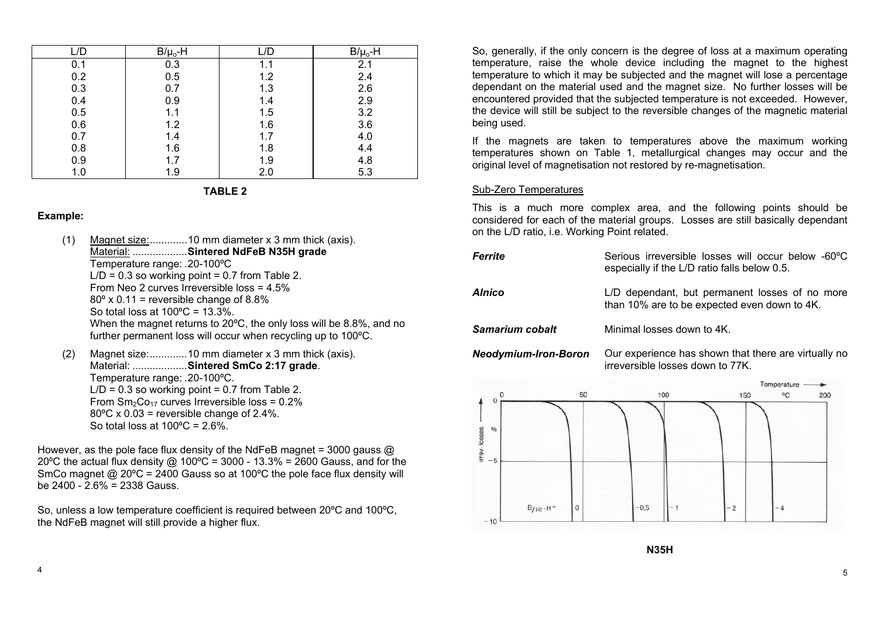| L/D | $B/\mu_o$-H | L/D | $B/\mu_o$-H |
|---|---|---|---|
| 0.1 | 0.3 | 1.1 | 2.1 |
| 0.2 | 0.5 | 1.2 | 2.4 |
| 0.3 | 0.7 | 1.3 | 2.6 |
| 0.4 | 0.9 | 1.4 | 2.9 |
| 0.5 | 1.1 | 1.5 | 3.2 |
| 0.6 | 1.2 | 1.6 | 3.6 |
| 0.7 | 1.4 | 1.7 | 4.0 |
| 0.8 | 1.6 | 1.8 | 4.4 |
| 0.9 | 1.7 | 1.9 | 4.8 |
| 1.0 | 1.9 | 2.0 | 5.3 |

**TABLE 2**

**Example:**

(1) Magnet size:.............10 mm diameter x 3 mm thick (axis).
Material: ...................**Sintered NdFeB N35H grade**
Temperature range: .20-100ºC
L/D = 0.3 so working point = 0.7 from Table 2.
From Neo 2 curves Irreversible loss = 4.5%
80º x 0.11 = reversible change of 8.8%
So total loss at 100ºC = 13.3%.
When the magnet returns to 20ºC, the only loss will be 8.8%, and no further permanent loss will occur when recycling up to 100ºC.

(2) Magnet size:.............10 mm diameter x 3 mm thick (axis).
Material: ...................**Sintered SmCo 2:17 grade**.
Temperature range: .20-100ºC.
L/D = 0.3 so working point = 0.7 from Table 2.
From $Sm_2Co_{17}$ curves Irreversible loss = 0.2%
80ºC x 0.03 = reversible change of 2.4%.
So total loss at 100ºC = 2.6%.

However, as the pole face flux density of the NdFeB magnet = 3000 gauss @ 20ºC the actual flux density @ 100ºC = 3000 - 13.3% = 2600 Gauss, and for the SmCo magnet @ 20ºC = 2400 Gauss so at 100ºC the pole face flux density will be 2400 - 2.6% = 2338 Gauss.

So, unless a low temperature coefficient is required between 20ºC and 100ºC, the NdFeB magnet will still provide a higher flux.

So, generally, if the only concern is the degree of loss at a maximum operating temperature, raise the whole device including the magnet to the highest temperature to which it may be subjected and the magnet will lose a percentage dependant on the material used and the magnet size. No further losses will be encountered provided that the subjected temperature is not exceeded. However, the device will still be subject to the reversible changes of the magnetic material being used.

If the magnets are taken to temperatures above the maximum working temperatures shown on Table 1, metallurgical changes may occur and the original level of magnetisation not restored by re-magnetisation.

Sub-Zero Temperatures

This is a much more complex area, and the following points should be considered for each of the material groups. Losses are still basically dependant on the L/D ratio, i.e. Working Point related.

***Ferrite*** Serious irreversible losses will occur below -60ºC especially if the L/D ratio falls below 0.5.

***Alnico*** L/D dependant, but permanent losses of no more than 10% are to be expected even down to 4K.

***Samarium cobalt*** Minimal losses down to 4K.

***Neodymium-Iron-Boron*** Our experience has shown that there are virtually no irreversible losses down to 77K.

Temperature ºC
0 50 100 150 200
irrev. losses %
0
-5
-10
$B/\mu_0 \cdot H$ = 0 -0,5 -1 -2 -4

**N35H**